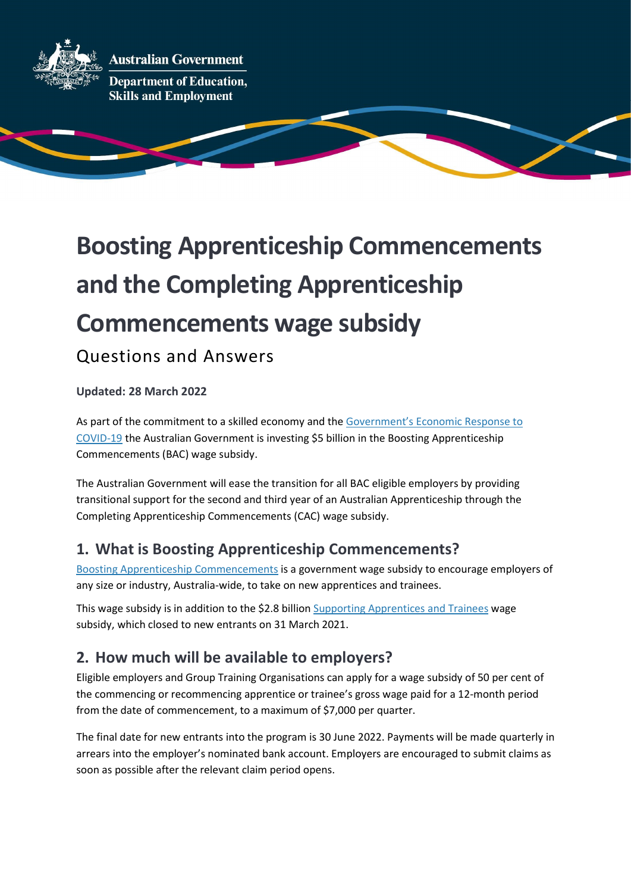Australian Government

Department of Education, Skills and Employment

# Boosting Apprenticeship Commencements and the Completing Apprenticeship Commencements wage subsidy

## Questions and Answers

**Updated: 28 March 2022**

As part of the commitment to a skilled economy and the Government's Economic Response to COVID-19 the Australian Government is investing $5 billion in the Boosting Apprenticeship Commencements (BAC) wage subsidy.

The Australian Government will ease the transition for all BAC eligible employers by providing transitional support for the second and third year of an Australian Apprenticeship through the Completing Apprenticeship Commencements (CAC) wage subsidy.

## 1. What is Boosting Apprenticeship Commencements?

Boosting Apprenticeship Commencements is a government wage subsidy to encourage employers of any size or industry, Australia-wide, to take on new apprentices and trainees.

This wage subsidy is in addition to the $2.8 billion Supporting Apprentices and Trainees wage subsidy, which closed to new entrants on 31 March 2021.

## 2. How much will be available to employers?

Eligible employers and Group Training Organisations can apply for a wage subsidy of 50 per cent of the commencing or recommencing apprentice or trainee's gross wage paid for a 12-month period from the date of commencement, to a maximum of $7,000 per quarter.

The final date for new entrants into the program is 30 June 2022. Payments will be made quarterly in arrears into the employer's nominated bank account. Employers are encouraged to submit claims as soon as possible after the relevant claim period opens.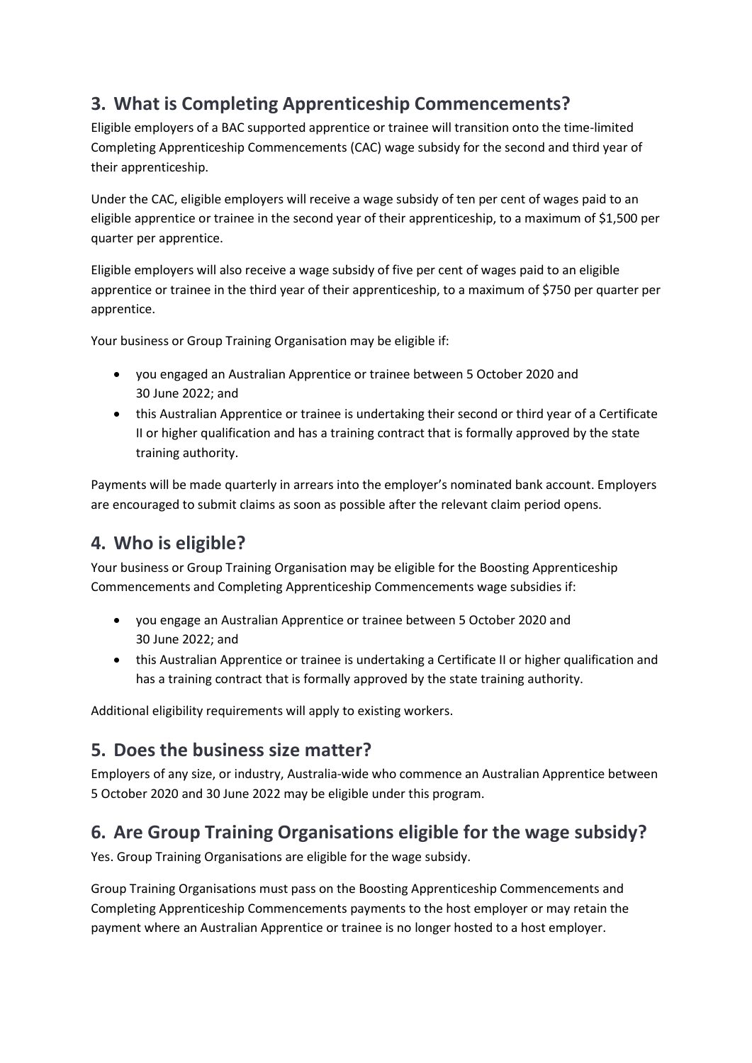## 3. What is Completing Apprenticeship Commencements?

Eligible employers of a BAC supported apprentice or trainee will transition onto the time-limited Completing Apprenticeship Commencements (CAC) wage subsidy for the second and third year of their apprenticeship.

Under the CAC, eligible employers will receive a wage subsidy of ten per cent of wages paid to an eligible apprentice or trainee in the second year of their apprenticeship, to a maximum of $1,500 per quarter per apprentice.

Eligible employers will also receive a wage subsidy of five per cent of wages paid to an eligible apprentice or trainee in the third year of their apprenticeship, to a maximum of $750 per quarter per apprentice.

Your business or Group Training Organisation may be eligible if:

- you engaged an Australian Apprentice or trainee between 5 October 2020 and 30 June 2022; and
- this Australian Apprentice or trainee is undertaking their second or third year of a Certificate II or higher qualification and has a training contract that is formally approved by the state training authority.

Payments will be made quarterly in arrears into the employer's nominated bank account. Employers are encouraged to submit claims as soon as possible after the relevant claim period opens.

## 4. Who is eligible?

Your business or Group Training Organisation may be eligible for the Boosting Apprenticeship Commencements and Completing Apprenticeship Commencements wage subsidies if:

- you engage an Australian Apprentice or trainee between 5 October 2020 and 30 June 2022; and
- this Australian Apprentice or trainee is undertaking a Certificate II or higher qualification and has a training contract that is formally approved by the state training authority.

Additional eligibility requirements will apply to existing workers.

## 5. Does the business size matter?

Employers of any size, or industry, Australia-wide who commence an Australian Apprentice between 5 October 2020 and 30 June 2022 may be eligible under this program.

## 6. Are Group Training Organisations eligible for the wage subsidy?

Yes. Group Training Organisations are eligible for the wage subsidy.

Group Training Organisations must pass on the Boosting Apprenticeship Commencements and Completing Apprenticeship Commencements payments to the host employer or may retain the payment where an Australian Apprentice or trainee is no longer hosted to a host employer.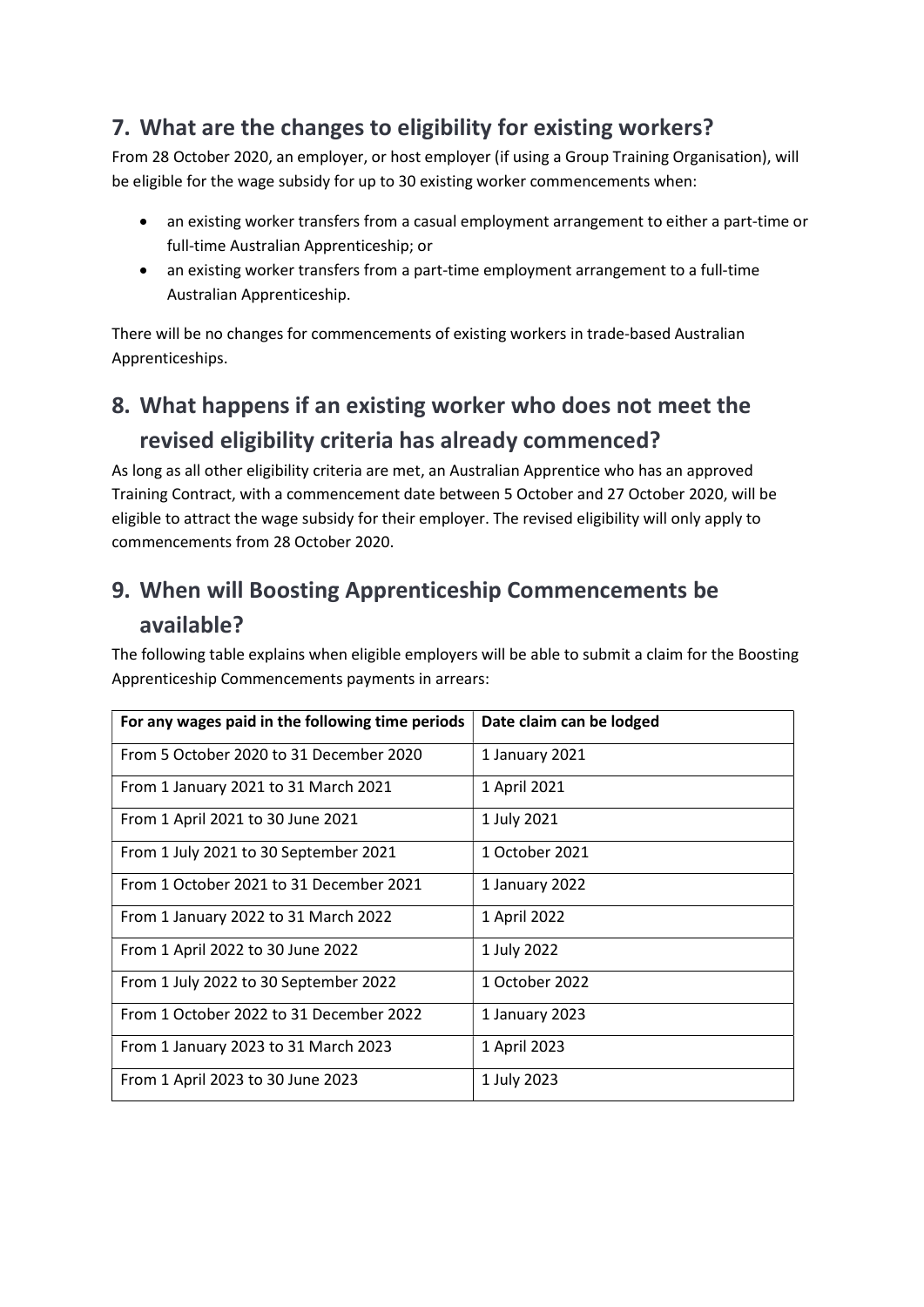## 7. What are the changes to eligibility for existing workers?

From 28 October 2020, an employer, or host employer (if using a Group Training Organisation), will be eligible for the wage subsidy for up to 30 existing worker commencements when:

- an existing worker transfers from a casual employment arrangement to either a part-time or full-time Australian Apprenticeship; or
- an existing worker transfers from a part-time employment arrangement to a full-time Australian Apprenticeship.

There will be no changes for commencements of existing workers in trade-based Australian Apprenticeships.

## 8. What happens if an existing worker who does not meet the revised eligibility criteria has already commenced?

As long as all other eligibility criteria are met, an Australian Apprentice who has an approved Training Contract, with a commencement date between 5 October and 27 October 2020, will be eligible to attract the wage subsidy for their employer. The revised eligibility will only apply to commencements from 28 October 2020.

## 9. When will Boosting Apprenticeship Commencements be available?

The following table explains when eligible employers will be able to submit a claim for the Boosting Apprenticeship Commencements payments in arrears:

| For any wages paid in the following time periods | Date claim can be lodged |
|---|---|
| From 5 October 2020 to 31 December 2020 | 1 January 2021 |
| From 1 January 2021 to 31 March 2021 | 1 April 2021 |
| From 1 April 2021 to 30 June 2021 | 1 July 2021 |
| From 1 July 2021 to 30 September 2021 | 1 October 2021 |
| From 1 October 2021 to 31 December 2021 | 1 January 2022 |
| From 1 January 2022 to 31 March 2022 | 1 April 2022 |
| From 1 April 2022 to 30 June 2022 | 1 July 2022 |
| From 1 July 2022 to 30 September 2022 | 1 October 2022 |
| From 1 October 2022 to 31 December 2022 | 1 January 2023 |
| From 1 January 2023 to 31 March 2023 | 1 April 2023 |
| From 1 April 2023 to 30 June 2023 | 1 July 2023 |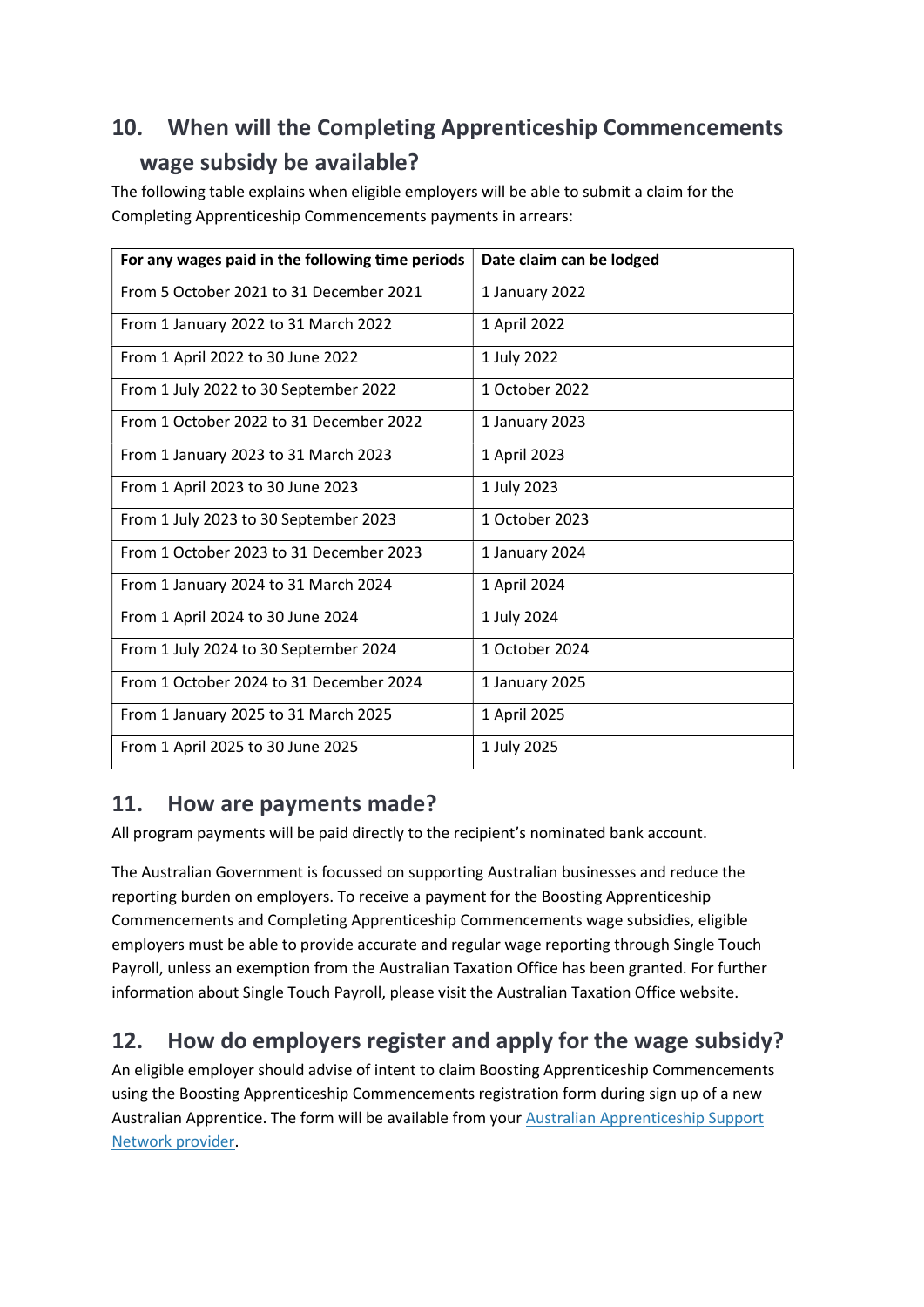## 10. When will the Completing Apprenticeship Commencements wage subsidy be available?

The following table explains when eligible employers will be able to submit a claim for the Completing Apprenticeship Commencements payments in arrears:

| For any wages paid in the following time periods | Date claim can be lodged |
|---|---|
| From 5 October 2021 to 31 December 2021 | 1 January 2022 |
| From 1 January 2022 to 31 March 2022 | 1 April 2022 |
| From 1 April 2022 to 30 June 2022 | 1 July 2022 |
| From 1 July 2022 to 30 September 2022 | 1 October 2022 |
| From 1 October 2022 to 31 December 2022 | 1 January 2023 |
| From 1 January 2023 to 31 March 2023 | 1 April 2023 |
| From 1 April 2023 to 30 June 2023 | 1 July 2023 |
| From 1 July 2023 to 30 September 2023 | 1 October 2023 |
| From 1 October 2023 to 31 December 2023 | 1 January 2024 |
| From 1 January 2024 to 31 March 2024 | 1 April 2024 |
| From 1 April 2024 to 30 June 2024 | 1 July 2024 |
| From 1 July 2024 to 30 September 2024 | 1 October 2024 |
| From 1 October 2024 to 31 December 2024 | 1 January 2025 |
| From 1 January 2025 to 31 March 2025 | 1 April 2025 |
| From 1 April 2025 to 30 June 2025 | 1 July 2025 |

## 11. How are payments made?

All program payments will be paid directly to the recipient's nominated bank account.

The Australian Government is focussed on supporting Australian businesses and reduce the reporting burden on employers. To receive a payment for the Boosting Apprenticeship Commencements and Completing Apprenticeship Commencements wage subsidies, eligible employers must be able to provide accurate and regular wage reporting through Single Touch Payroll, unless an exemption from the Australian Taxation Office has been granted. For further information about Single Touch Payroll, please visit the Australian Taxation Office website.

## 12. How do employers register and apply for the wage subsidy?

An eligible employer should advise of intent to claim Boosting Apprenticeship Commencements using the Boosting Apprenticeship Commencements registration form during sign up of a new Australian Apprentice. The form will be available from your Australian Apprenticeship Support Network provider.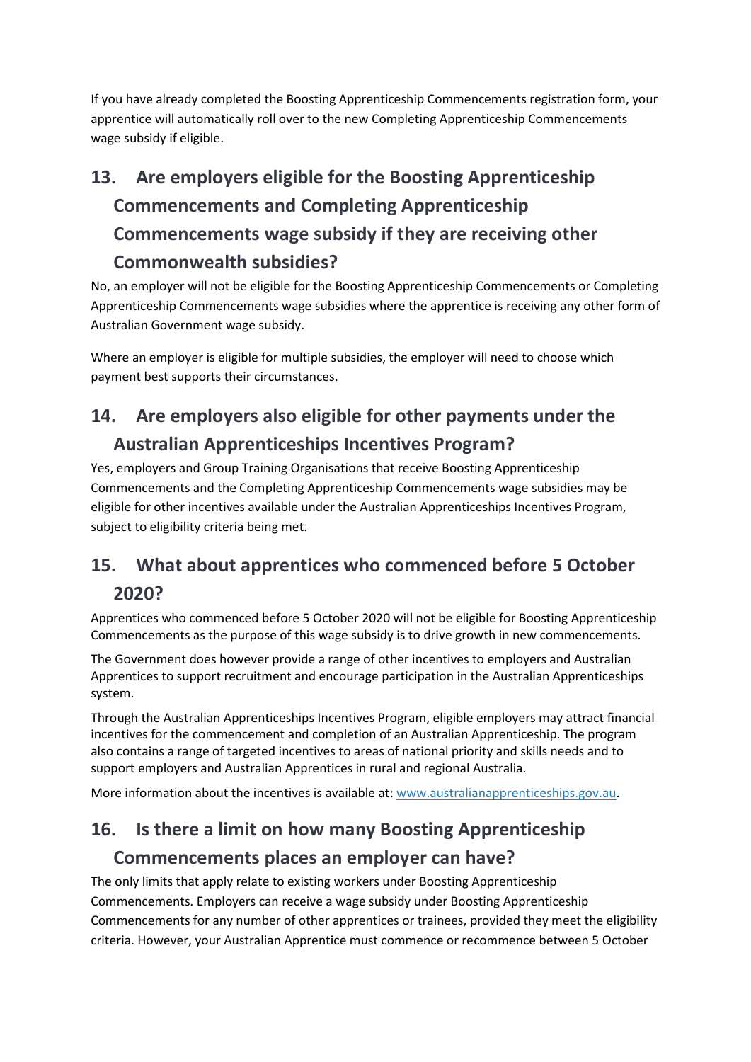If you have already completed the Boosting Apprenticeship Commencements registration form, your apprentice will automatically roll over to the new Completing Apprenticeship Commencements wage subsidy if eligible.

## 13. Are employers eligible for the Boosting Apprenticeship Commencements and Completing Apprenticeship Commencements wage subsidy if they are receiving other Commonwealth subsidies?

No, an employer will not be eligible for the Boosting Apprenticeship Commencements or Completing Apprenticeship Commencements wage subsidies where the apprentice is receiving any other form of Australian Government wage subsidy.

Where an employer is eligible for multiple subsidies, the employer will need to choose which payment best supports their circumstances.

## 14. Are employers also eligible for other payments under the Australian Apprenticeships Incentives Program?

Yes, employers and Group Training Organisations that receive Boosting Apprenticeship Commencements and the Completing Apprenticeship Commencements wage subsidies may be eligible for other incentives available under the Australian Apprenticeships Incentives Program, subject to eligibility criteria being met.

## 15. What about apprentices who commenced before 5 October 2020?

Apprentices who commenced before 5 October 2020 will not be eligible for Boosting Apprenticeship Commencements as the purpose of this wage subsidy is to drive growth in new commencements.

The Government does however provide a range of other incentives to employers and Australian Apprentices to support recruitment and encourage participation in the Australian Apprenticeships system.

Through the Australian Apprenticeships Incentives Program, eligible employers may attract financial incentives for the commencement and completion of an Australian Apprenticeship. The program also contains a range of targeted incentives to areas of national priority and skills needs and to support employers and Australian Apprentices in rural and regional Australia.

More information about the incentives is available at: [www.australianapprenticeships.gov.au](http://www.australianapprenticeships.gov.au).

## 16. Is there a limit on how many Boosting Apprenticeship Commencements places an employer can have?

The only limits that apply relate to existing workers under Boosting Apprenticeship Commencements. Employers can receive a wage subsidy under Boosting Apprenticeship Commencements for any number of other apprentices or trainees, provided they meet the eligibility criteria. However, your Australian Apprentice must commence or recommence between 5 October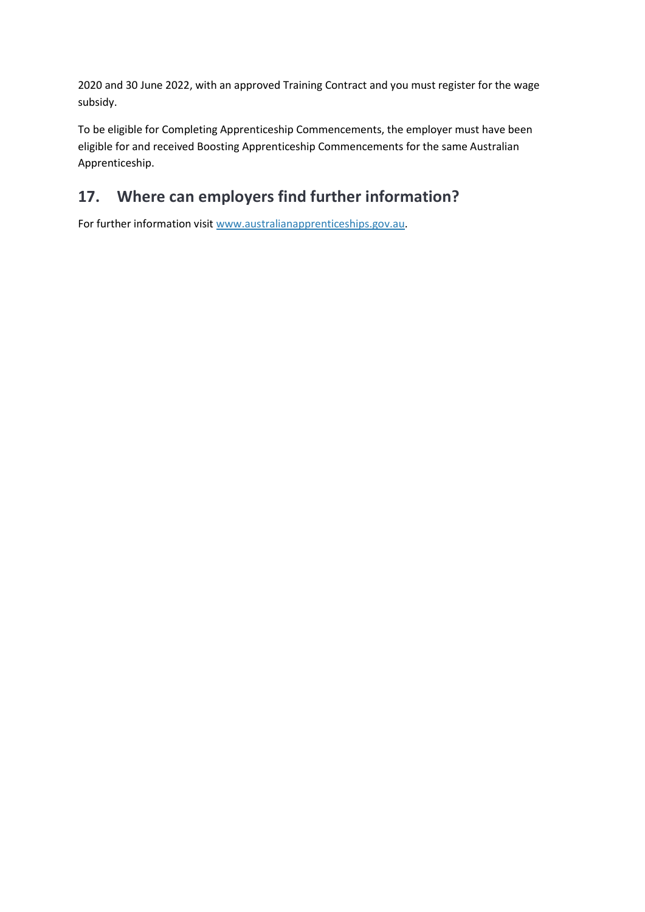2020 and 30 June 2022, with an approved Training Contract and you must register for the wage subsidy.

To be eligible for Completing Apprenticeship Commencements, the employer must have been eligible for and received Boosting Apprenticeship Commencements for the same Australian Apprenticeship.

## 17. Where can employers find further information?

For further information visit [www.australianapprenticeships.gov.au](http://www.australianapprenticeships.gov.au).